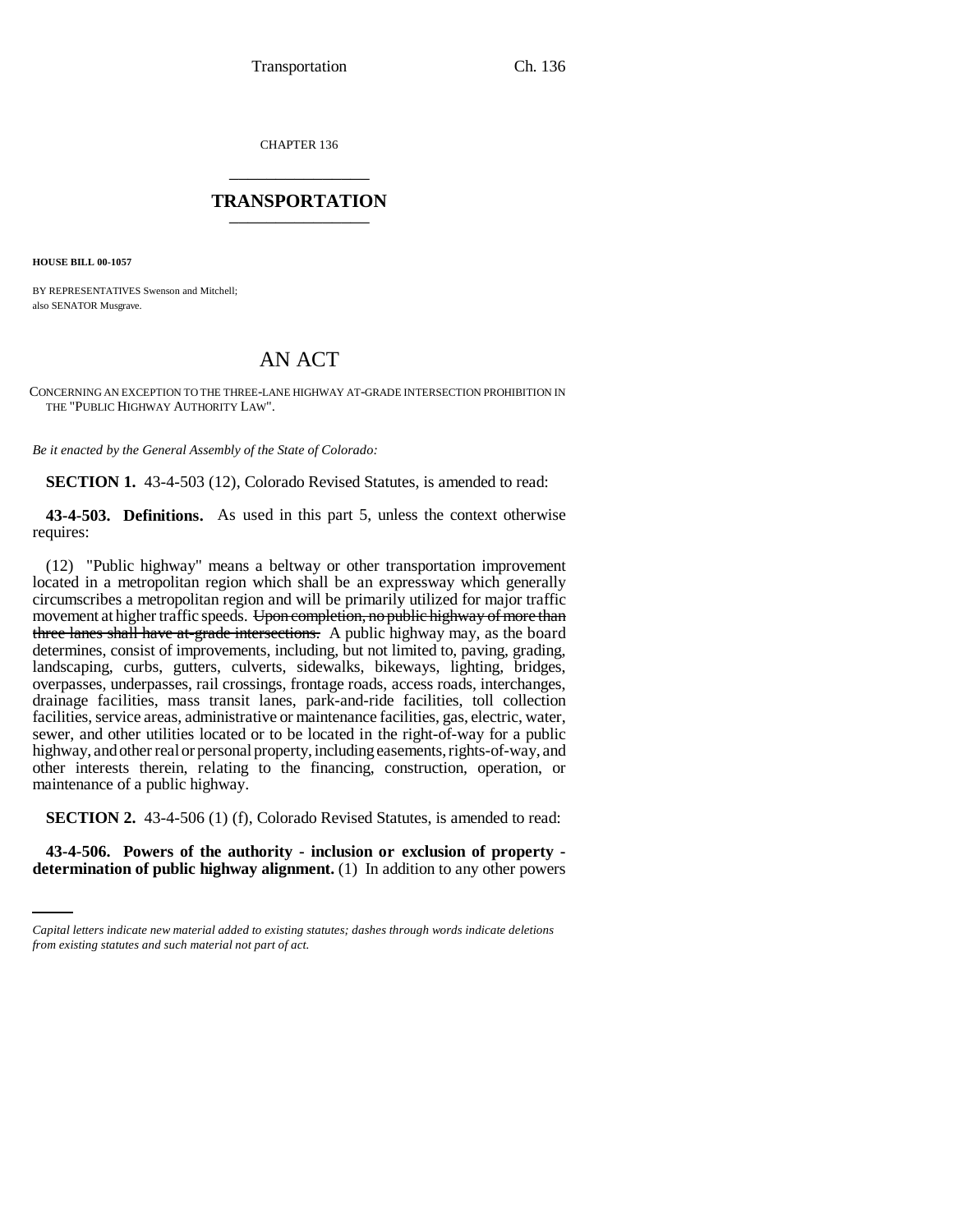CHAPTER 136

# TRANSPORTATION

**HOUSE BILL 00-1057**

BY REPRESENTATIVES Swenson and Mitchell;
also SENATOR Musgrave.

## AN ACT

CONCERNING AN EXCEPTION TO THE THREE-LANE HIGHWAY AT-GRADE INTERSECTION PROHIBITION IN THE "PUBLIC HIGHWAY AUTHORITY LAW".

*Be it enacted by the General Assembly of the State of Colorado:*

**SECTION 1.** 43-4-503 (12), Colorado Revised Statutes, is amended to read:

**43-4-503. Definitions.** As used in this part 5, unless the context otherwise requires:

(12) "Public highway" means a beltway or other transportation improvement located in a metropolitan region which shall be an expressway which generally circumscribes a metropolitan region and will be primarily utilized for major traffic movement at higher traffic speeds. ~~Upon completion, no public highway of more than three lanes shall have at-grade intersections.~~ A public highway may, as the board determines, consist of improvements, including, but not limited to, paving, grading, landscaping, curbs, gutters, culverts, sidewalks, bikeways, lighting, bridges, overpasses, underpasses, rail crossings, frontage roads, access roads, interchanges, drainage facilities, mass transit lanes, park-and-ride facilities, toll collection facilities, service areas, administrative or maintenance facilities, gas, electric, water, sewer, and other utilities located or to be located in the right-of-way for a public highway, and other real or personal property, including easements, rights-of-way, and other interests therein, relating to the financing, construction, operation, or maintenance of a public highway.

**SECTION 2.** 43-4-506 (1) (f), Colorado Revised Statutes, is amended to read:

**43-4-506. Powers of the authority - inclusion or exclusion of property - determination of public highway alignment.** (1) In addition to any other powers

*Capital letters indicate new material added to existing statutes; dashes through words indicate deletions from existing statutes and such material not part of act.*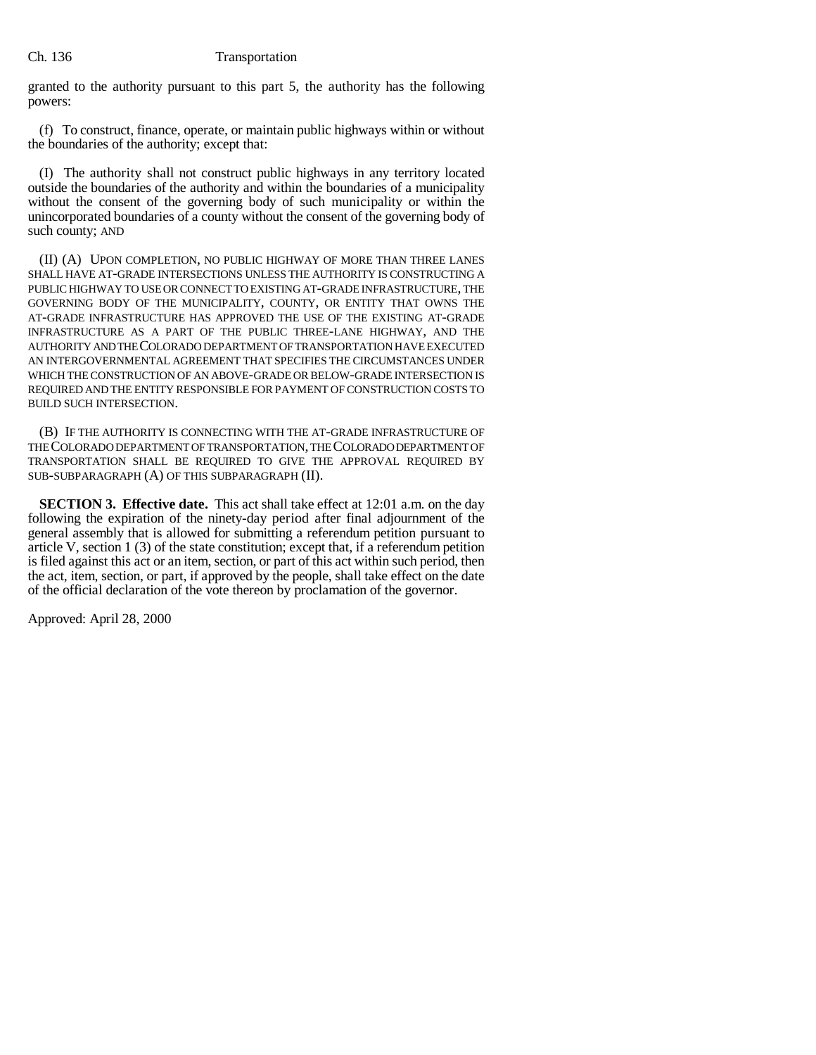granted to the authority pursuant to this part 5, the authority has the following powers:

(f) To construct, finance, operate, or maintain public highways within or without the boundaries of the authority; except that:

(I) The authority shall not construct public highways in any territory located outside the boundaries of the authority and within the boundaries of a municipality without the consent of the governing body of such municipality or within the unincorporated boundaries of a county without the consent of the governing body of such county; AND

(II) (A) UPON COMPLETION, NO PUBLIC HIGHWAY OF MORE THAN THREE LANES SHALL HAVE AT-GRADE INTERSECTIONS UNLESS THE AUTHORITY IS CONSTRUCTING A PUBLIC HIGHWAY TO USE OR CONNECT TO EXISTING AT-GRADE INFRASTRUCTURE, THE GOVERNING BODY OF THE MUNICIPALITY, COUNTY, OR ENTITY THAT OWNS THE AT-GRADE INFRASTRUCTURE HAS APPROVED THE USE OF THE EXISTING AT-GRADE INFRASTRUCTURE AS A PART OF THE PUBLIC THREE-LANE HIGHWAY, AND THE AUTHORITY AND THE COLORADO DEPARTMENT OF TRANSPORTATION HAVE EXECUTED AN INTERGOVERNMENTAL AGREEMENT THAT SPECIFIES THE CIRCUMSTANCES UNDER WHICH THE CONSTRUCTION OF AN ABOVE-GRADE OR BELOW-GRADE INTERSECTION IS REQUIRED AND THE ENTITY RESPONSIBLE FOR PAYMENT OF CONSTRUCTION COSTS TO BUILD SUCH INTERSECTION.

(B) IF THE AUTHORITY IS CONNECTING WITH THE AT-GRADE INFRASTRUCTURE OF THE COLORADO DEPARTMENT OF TRANSPORTATION, THE COLORADO DEPARTMENT OF TRANSPORTATION SHALL BE REQUIRED TO GIVE THE APPROVAL REQUIRED BY SUB-SUBPARAGRAPH (A) OF THIS SUBPARAGRAPH (II).

**SECTION 3. Effective date.** This act shall take effect at 12:01 a.m. on the day following the expiration of the ninety-day period after final adjournment of the general assembly that is allowed for submitting a referendum petition pursuant to article V, section 1 (3) of the state constitution; except that, if a referendum petition is filed against this act or an item, section, or part of this act within such period, then the act, item, section, or part, if approved by the people, shall take effect on the date of the official declaration of the vote thereon by proclamation of the governor.

Approved: April 28, 2000